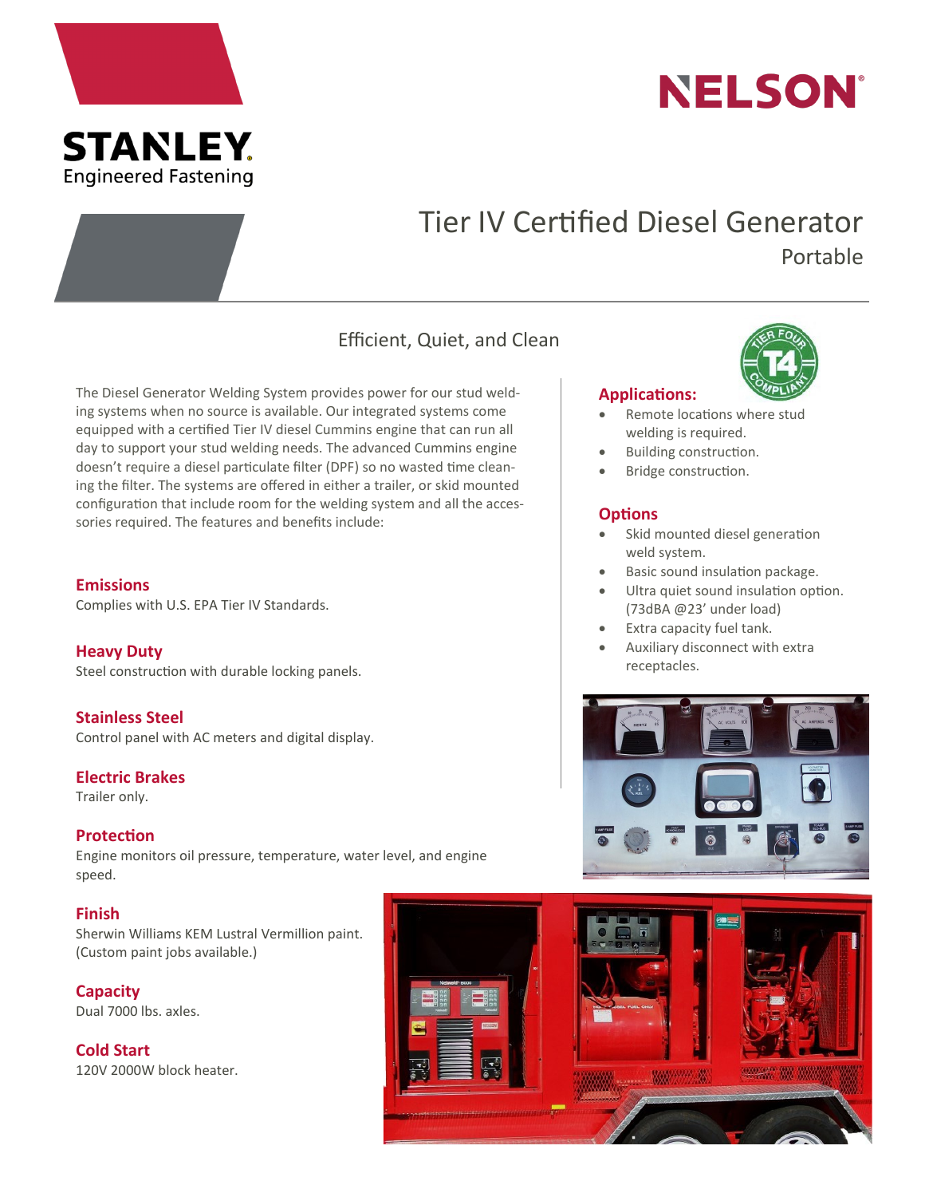STANLEY
Engineered Fastening

NELSON

# Tier IV Certified Diesel Generator

Portable

## Efficient, Quiet, and Clean

The Diesel Generator Welding System provides power for our stud welding systems when no source is available. Our integrated systems come equipped with a certified Tier IV diesel Cummins engine that can run all day to support your stud welding needs. The advanced Cummins engine doesn't require a diesel particulate filter (DPF) so no wasted time cleaning the filter. The systems are offered in either a trailer, or skid mounted configuration that include room for the welding system and all the accessories required. The features and benefits include:

### Emissions

Complies with U.S. EPA Tier IV Standards.

### Heavy Duty

Steel construction with durable locking panels.

### Stainless Steel

Control panel with AC meters and digital display.

### Electric Brakes

Trailer only.

### Protection

Engine monitors oil pressure, temperature, water level, and engine speed.

### Finish

Sherwin Williams KEM Lustral Vermillion paint. (Custom paint jobs available.)

### Capacity

Dual 7000 lbs. axles.

### Cold Start

120V 2000W block heater.

### Applications:

- Remote locations where stud welding is required.
- Building construction.
- Bridge construction.

### Options

- Skid mounted diesel generation weld system.
- Basic sound insulation package.
- Ultra quiet sound insulation option. (73dBA @23' under load)
- Extra capacity fuel tank.
- Auxiliary disconnect with extra receptacles.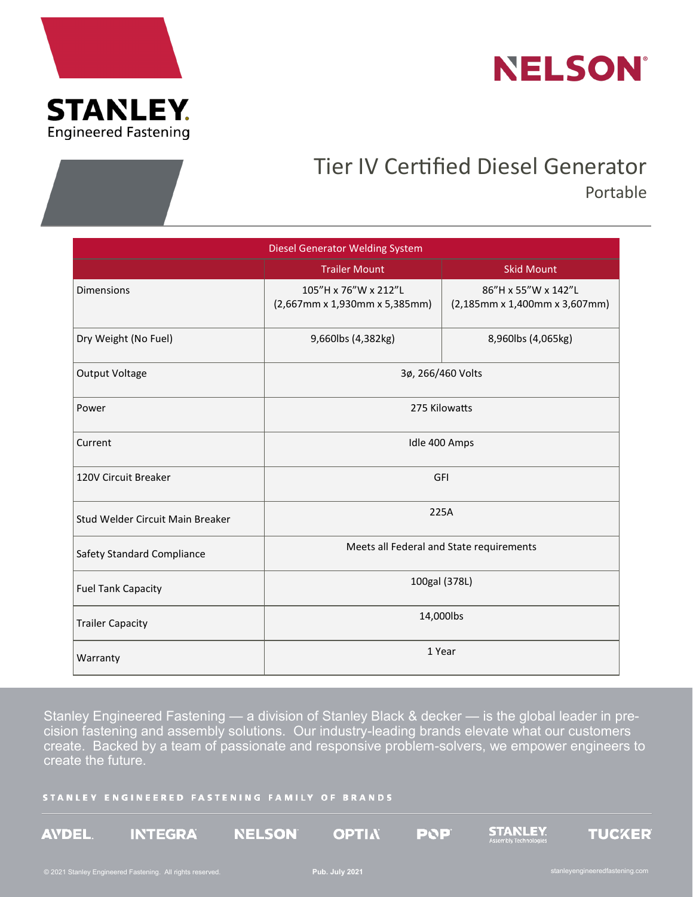STANLEY

Engineered Fastening

NELSON®

# Tier IV Certified Diesel Generator

## Portable

| Diesel Generator Welding System | | |
|---|---|---|
| | Trailer Mount | Skid Mount |
| Dimensions | 105"H x 76"W x 212"L (2,667mm x 1,930mm x 5,385mm) | 86"H x 55"W x 142"L (2,185mm x 1,400mm x 3,607mm) |
| Dry Weight (No Fuel) | 9,660lbs (4,382kg) | 8,960lbs (4,065kg) |
| Output Voltage | 3ø, 266/460 Volts | |
| Power | 275 Kilowatts | |
| Current | Idle 400 Amps | |
| 120V Circuit Breaker | GFI | |
| Stud Welder Circuit Main Breaker | 225A | |
| Safety Standard Compliance | Meets all Federal and State requirements | |
| Fuel Tank Capacity | 100gal (378L) | |
| Trailer Capacity | 14,000lbs | |
| Warranty | 1 Year | |

Stanley Engineered Fastening — a division of Stanley Black & decker — is the global leader in precision fastening and assembly solutions. Our industry-leading brands elevate what our customers create. Backed by a team of passionate and responsive problem-solvers, we empower engineers to create the future.

STANLEY ENGINEERED FASTENING FAMILY OF BRANDS

AVDEL. INTEGRA NELSON OPTIA POP STANLEY Assembly Technologies TUCKER

© 2021 Stanley Engineered Fastening. All rights reserved. Pub. July 2021 stanleyengineeredfastening.com